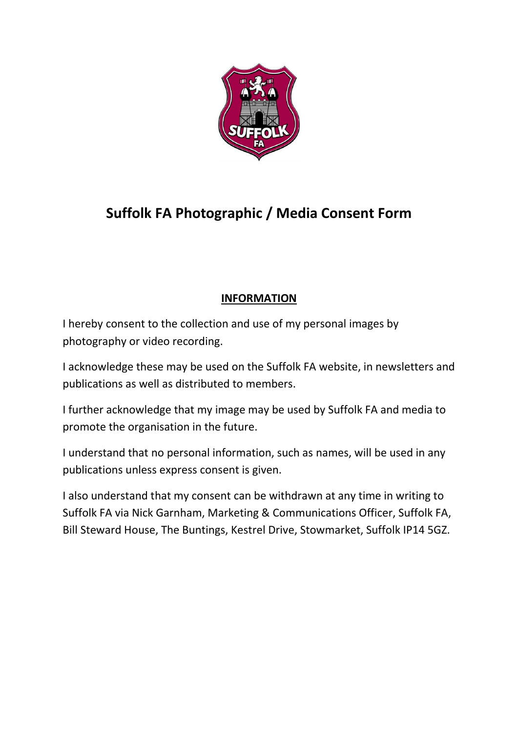# Suffolk FA Photographic / Media Consent Form

## INFORMATION

I hereby consent to the collection and use of my personal images by photography or video recording.

I acknowledge these may be used on the Suffolk FA website, in newsletters and publications as well as distributed to members.

I further acknowledge that my image may be used by Suffolk FA and media to promote the organisation in the future.

I understand that no personal information, such as names, will be used in any publications unless express consent is given.

I also understand that my consent can be withdrawn at any time in writing to Suffolk FA via Nick Garnham, Marketing & Communications Officer, Suffolk FA, Bill Steward House, The Buntings, Kestrel Drive, Stowmarket, Suffolk IP14 5GZ.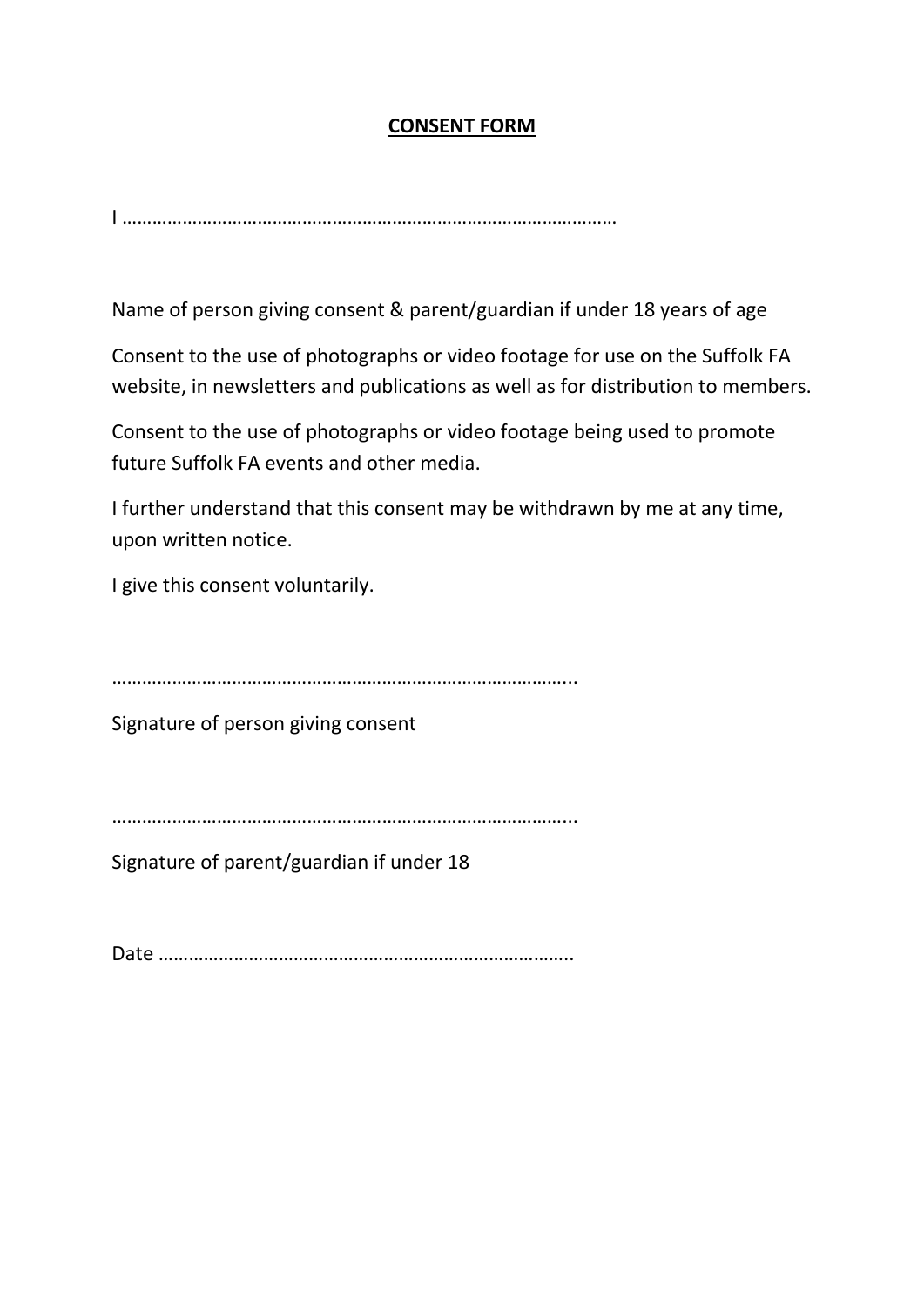**CONSENT FORM**

I ………………………………………………………………………………………

Name of person giving consent & parent/guardian if under 18 years of age

Consent to the use of photographs or video footage for use on the Suffolk FA website, in newsletters and publications as well as for distribution to members.

Consent to the use of photographs or video footage being used to promote future Suffolk FA events and other media.

I further understand that this consent may be withdrawn by me at any time, upon written notice.

I give this consent voluntarily.

………………………………………………………………………………..

Signature of person giving consent

………………………………………………………………………………..

Signature of parent/guardian if under 18

Date ………………………………………………………………………..